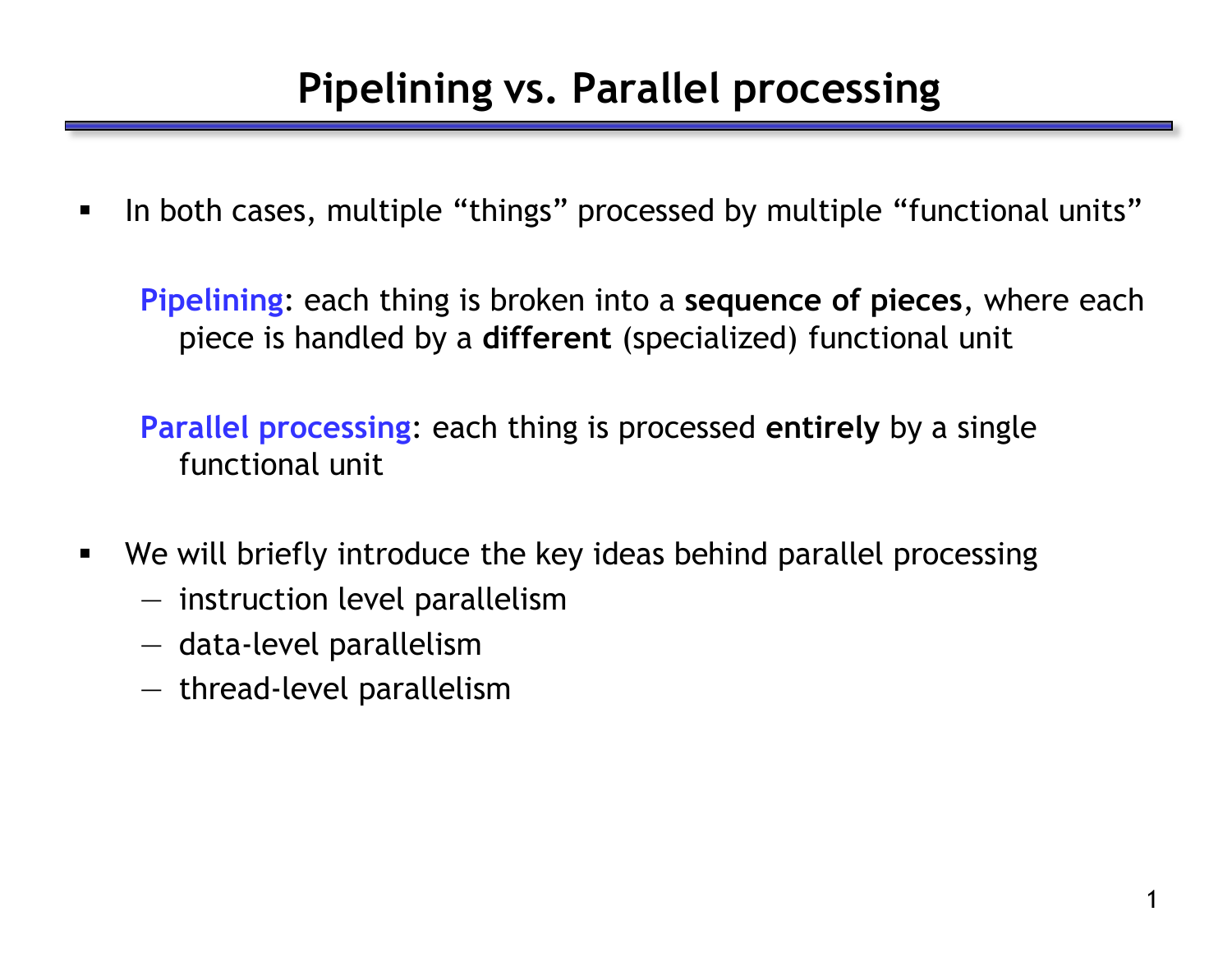# Pipelining vs. Parallel processing

- In both cases, multiple “things” processed by multiple “functional units”

  **Pipelining**: each thing is broken into a **sequence of pieces**, where each piece is handled by a **different** (specialized) functional unit

  **Parallel processing**: each thing is processed **entirely** by a single functional unit

- We will briefly introduce the key ideas behind parallel processing
  - instruction level parallelism
  - data-level parallelism
  - thread-level parallelism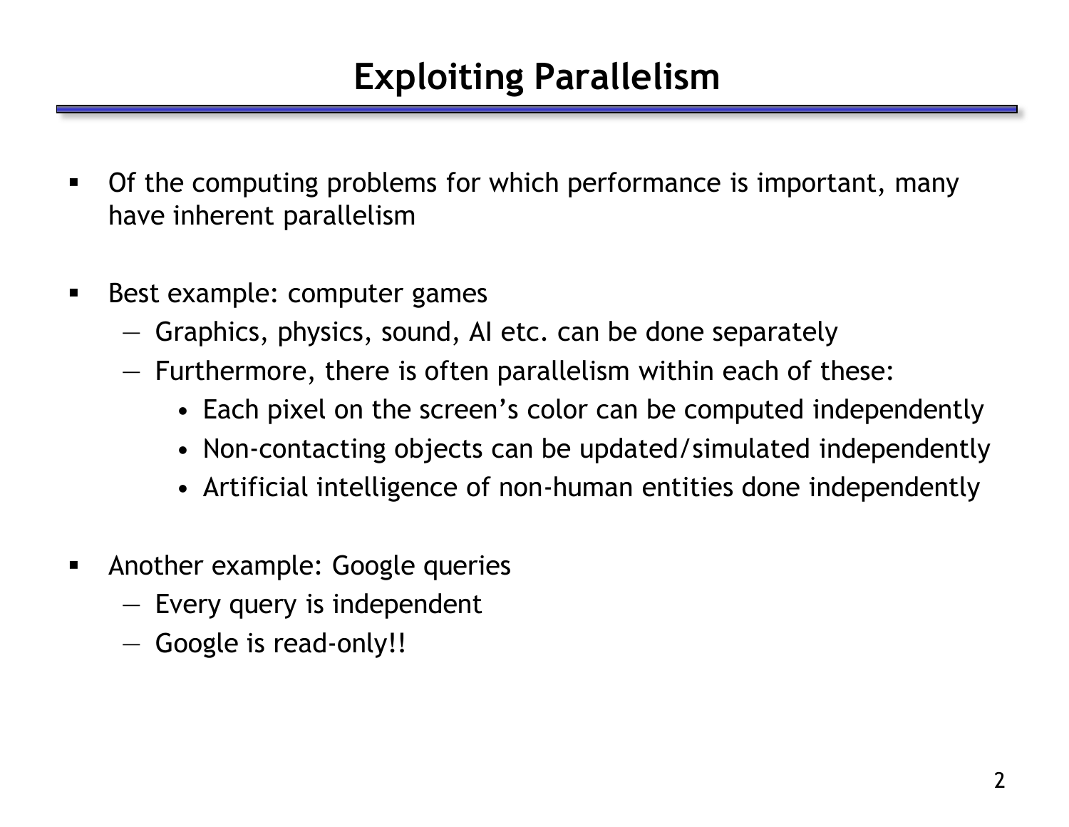# Exploiting Parallelism

- Of the computing problems for which performance is important, many have inherent parallelism

- Best example: computer games
  - Graphics, physics, sound, AI etc. can be done separately
  - Furthermore, there is often parallelism within each of these:
    - Each pixel on the screen's color can be computed independently
    - Non-contacting objects can be updated/simulated independently
    - Artificial intelligence of non-human entities done independently

- Another example: Google queries
  - Every query is independent
  - Google is read-only!!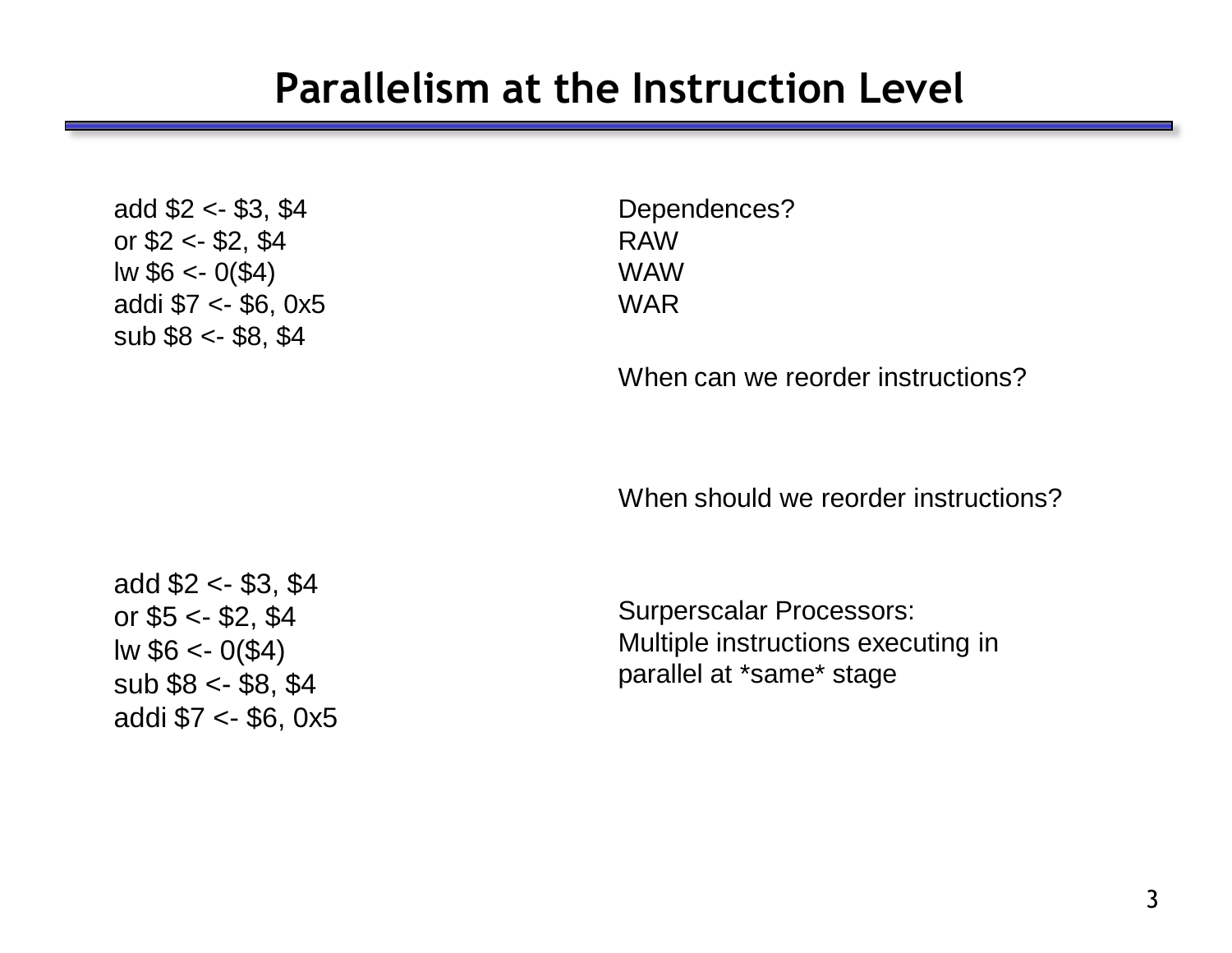# Parallelism at the Instruction Level

```
add $2 <- $3, $4
or $2 <- $2, $4
lw $6 <- 0($4)
addi $7 <- $6, 0x5
sub $8 <- $8, $4
```

Dependences?
RAW
WAW
WAR

When can we reorder instructions?

When should we reorder instructions?

```
add $2 <- $3, $4
or $5 <- $2, $4
lw $6 <- 0($4)
sub $8 <- $8, $4
addi $7 <- $6, 0x5
```

Surperscalar Processors:
Multiple instructions executing in parallel at *same* stage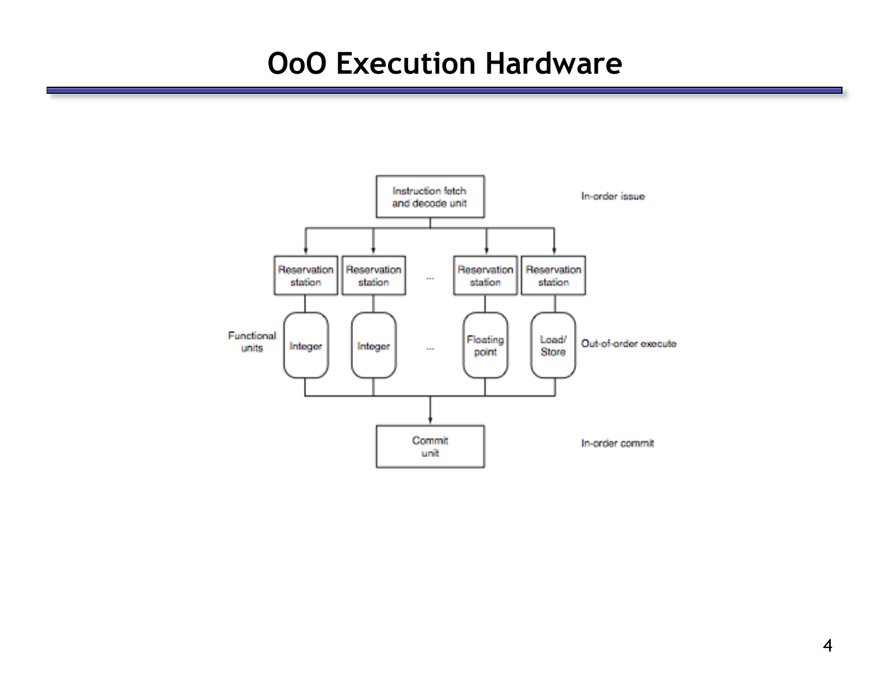# OoO Execution Hardware

Instruction fetch and decode unit — In-order issue

Reservation station | Reservation station | ... | Reservation station | Reservation station

Functional units: Integer | Integer | ... | Floating point | Load/Store — Out-of-order execute

Commit unit — In-order commit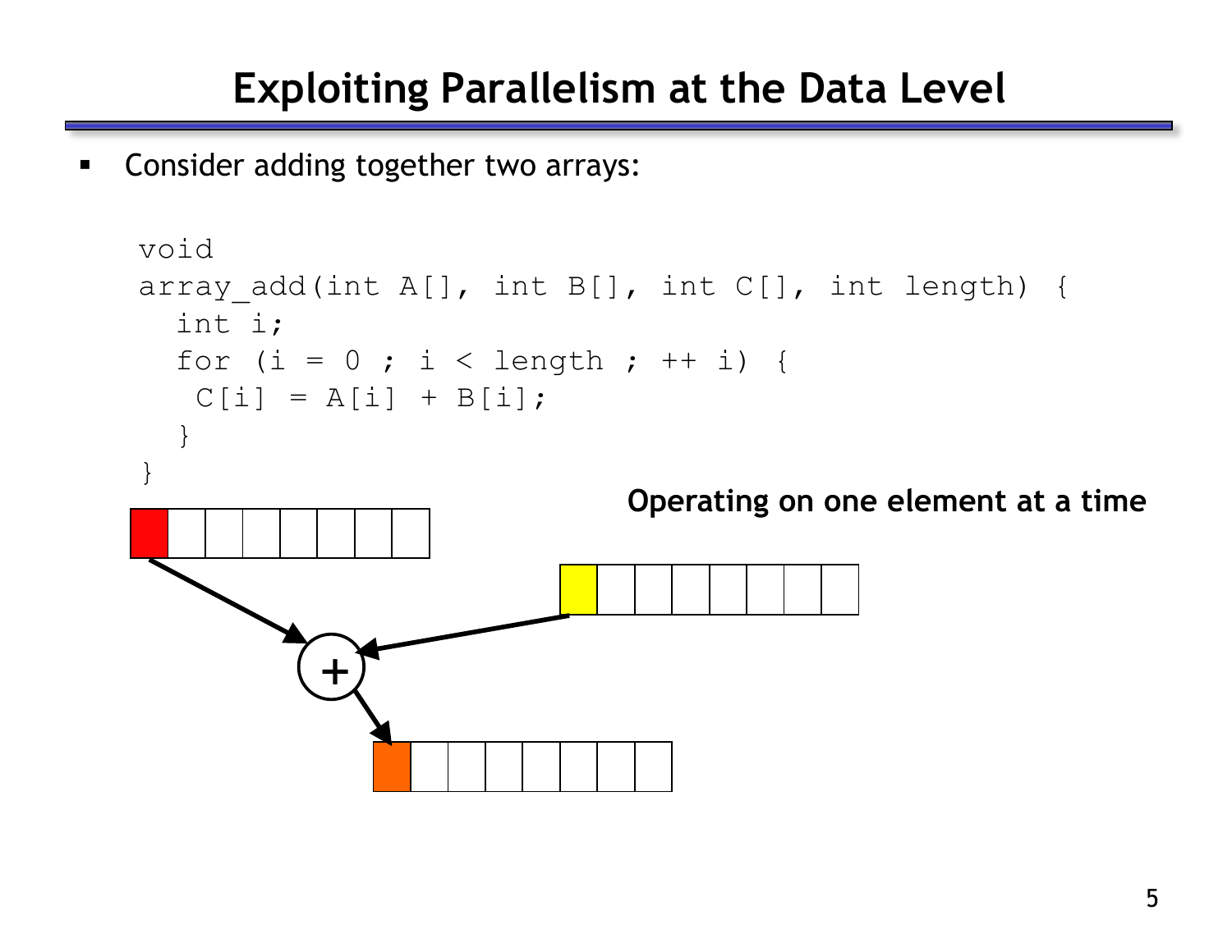# Exploiting Parallelism at the Data Level

- Consider adding together two arrays:

```
void
array_add(int A[], int B[], int C[], int length) {
  int i;
  for (i = 0 ; i < length ; ++ i) {
   C[i] = A[i] + B[i];
  }
}
```

**Operating on one element at a time**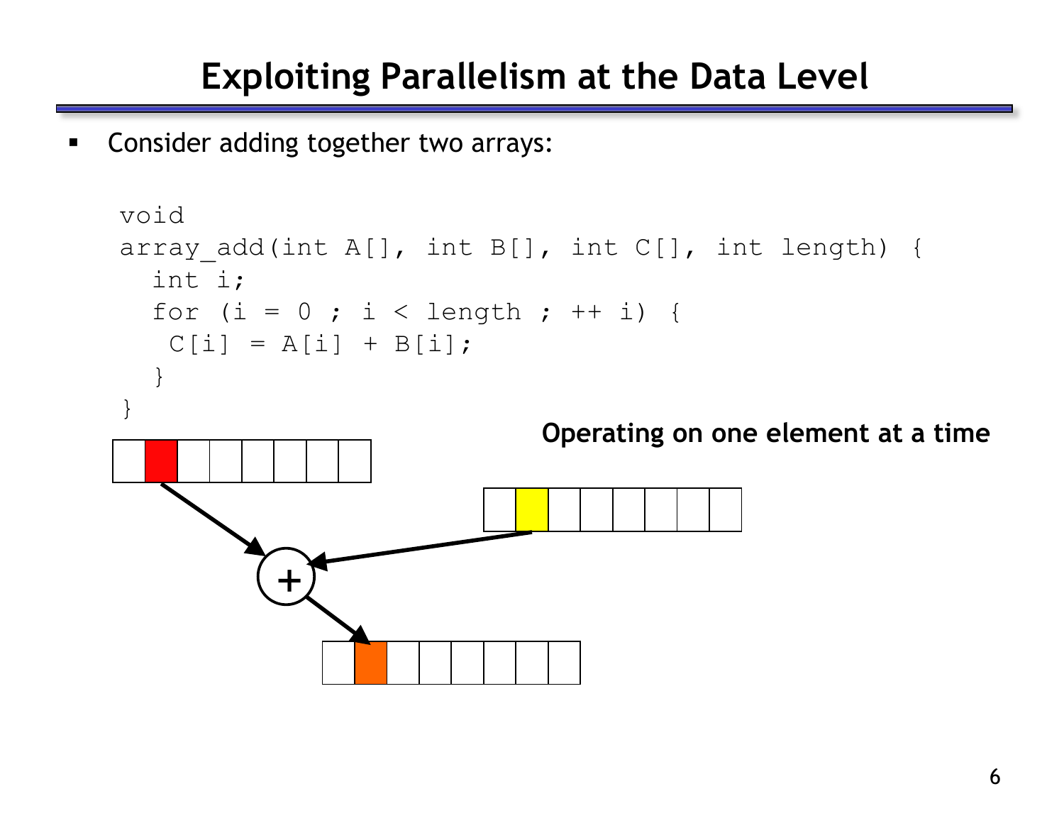# Exploiting Parallelism at the Data Level

- Consider adding together two arrays:

```
void
array_add(int A[], int B[], int C[], int length) {
  int i;
  for (i = 0 ; i < length ; ++ i) {
   C[i] = A[i] + B[i];
  }
}
```

**Operating on one element at a time**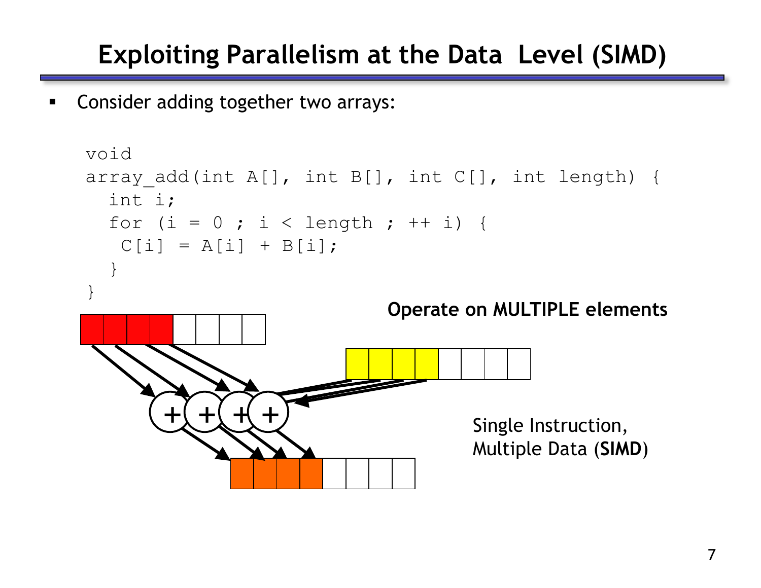# Exploiting Parallelism at the Data Level (SIMD)

- Consider adding together two arrays:

```
void
array_add(int A[], int B[], int C[], int length) {
  int i;
  for (i = 0 ; i < length ; ++ i) {
   C[i] = A[i] + B[i];
  }
}
```

**Operate on MULTIPLE elements**

Single Instruction, Multiple Data (**SIMD**)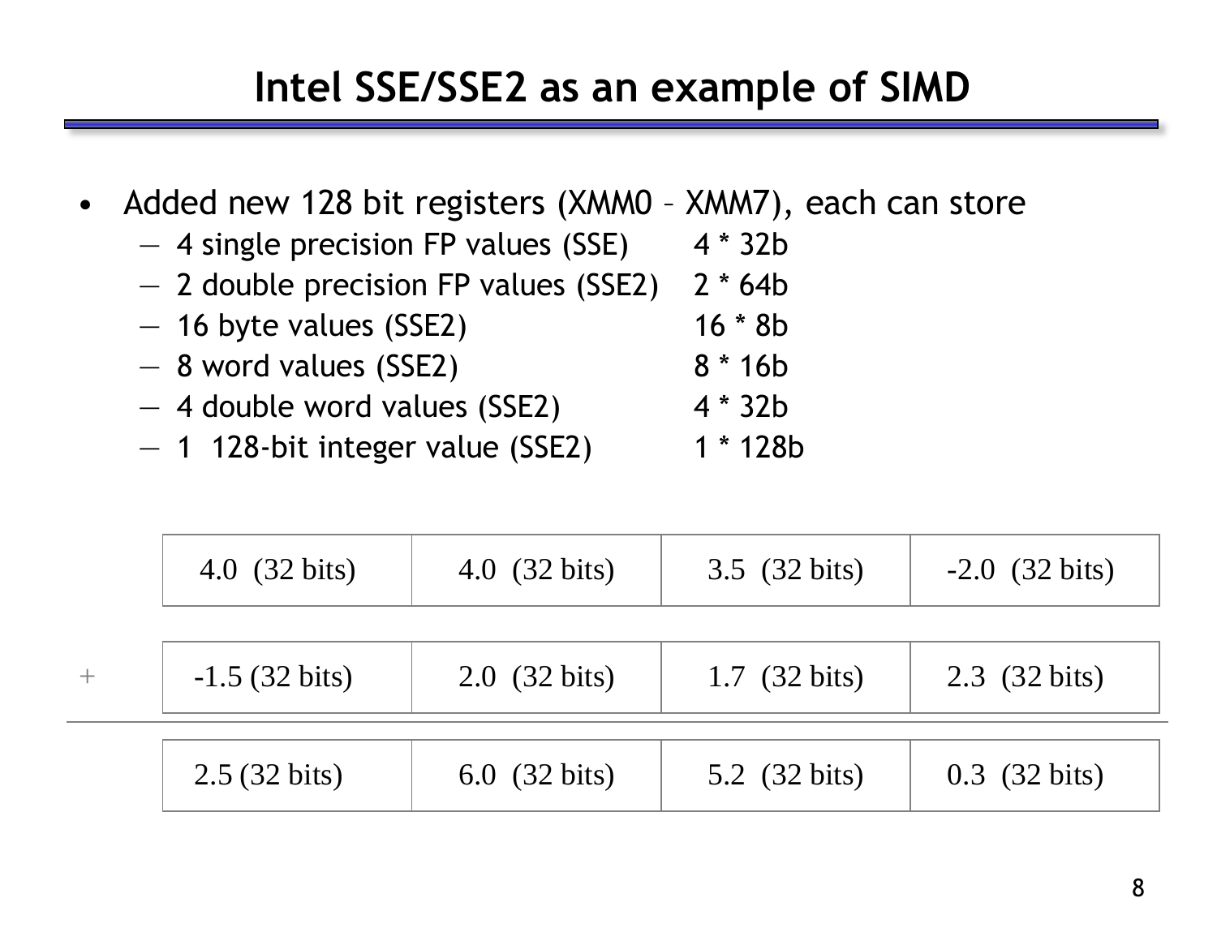# Intel SSE/SSE2 as an example of SIMD

- Added new 128 bit registers (XMM0 – XMM7), each can store
  - 4 single precision FP values (SSE) 4 * 32b
  - 2 double precision FP values (SSE2) 2 * 64b
  - 16 byte values (SSE2) 16 * 8b
  - 8 word values (SSE2) 8 * 16b
  - 4 double word values (SSE2) 4 * 32b
  - 1 128-bit integer value (SSE2) 1 * 128b

| | | | | |
|---|---|---|---|---|
| | 4.0 (32 bits) | 4.0 (32 bits) | 3.5 (32 bits) | -2.0 (32 bits) |
| + | -1.5 (32 bits) | 2.0 (32 bits) | 1.7 (32 bits) | 2.3 (32 bits) |
| | 2.5 (32 bits) | 6.0 (32 bits) | 5.2 (32 bits) | 0.3 (32 bits) |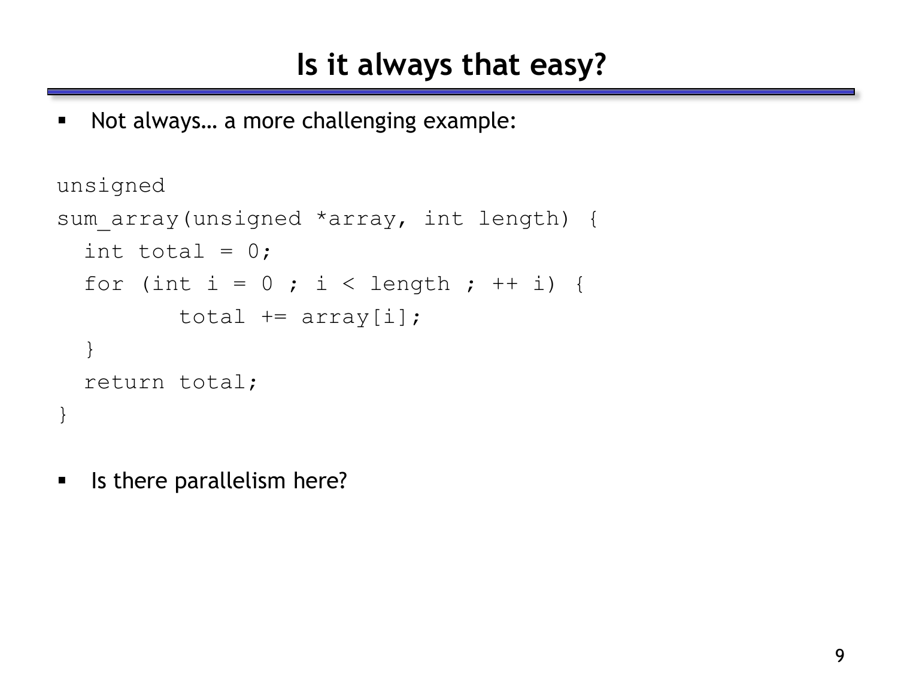# Is it always that easy?

- Not always… a more challenging example:

```
unsigned
sum_array(unsigned *array, int length) {
  int total = 0;
  for (int i = 0 ; i < length ; ++ i) {
        total += array[i];
  }
  return total;
}
```

- Is there parallelism here?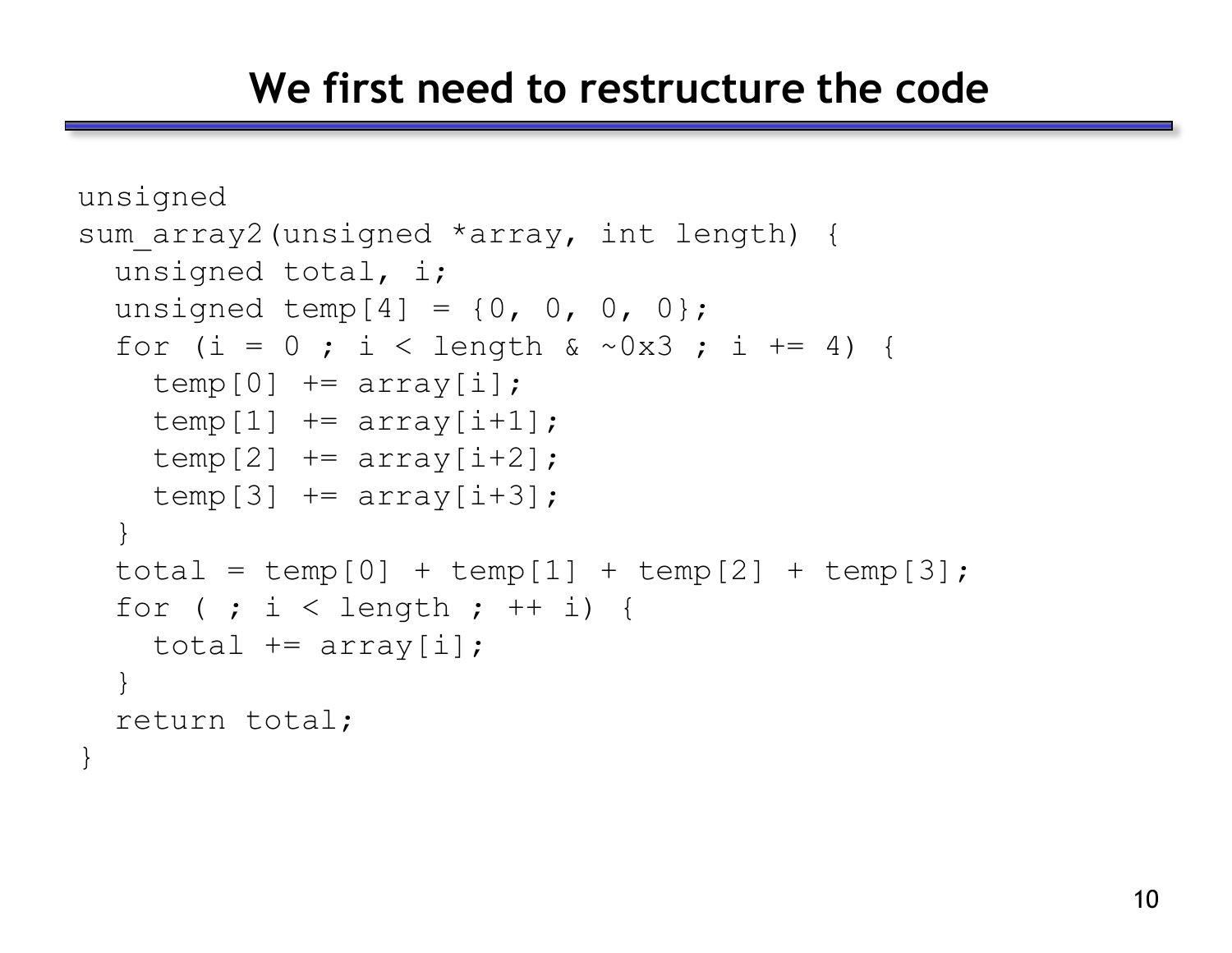# We first need to restructure the code

```
unsigned
sum_array2(unsigned *array, int length) {
  unsigned total, i;
  unsigned temp[4] = {0, 0, 0, 0};
  for (i = 0 ; i < length & ~0x3 ; i += 4) {
    temp[0] += array[i];
    temp[1] += array[i+1];
    temp[2] += array[i+2];
    temp[3] += array[i+3];
  }
  total = temp[0] + temp[1] + temp[2] + temp[3];
  for ( ; i < length ; ++ i) {
    total += array[i];
  }
  return total;
}
```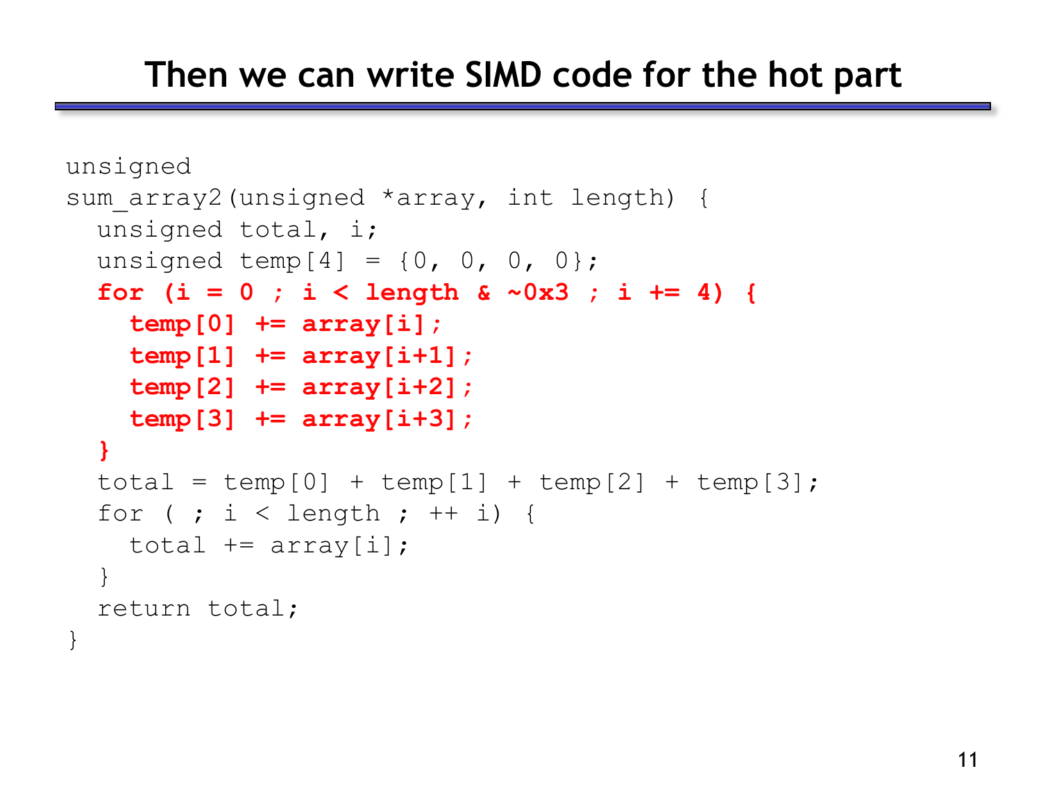# Then we can write SIMD code for the hot part

```
unsigned
sum_array2(unsigned *array, int length) {
  unsigned total, i;
  unsigned temp[4] = {0, 0, 0, 0};
  for (i = 0 ; i < length & ~0x3 ; i += 4) {
    temp[0] += array[i];
    temp[1] += array[i+1];
    temp[2] += array[i+2];
    temp[3] += array[i+3];
  }
  total = temp[0] + temp[1] + temp[2] + temp[3];
  for ( ; i < length ; ++ i) {
    total += array[i];
  }
  return total;
}
```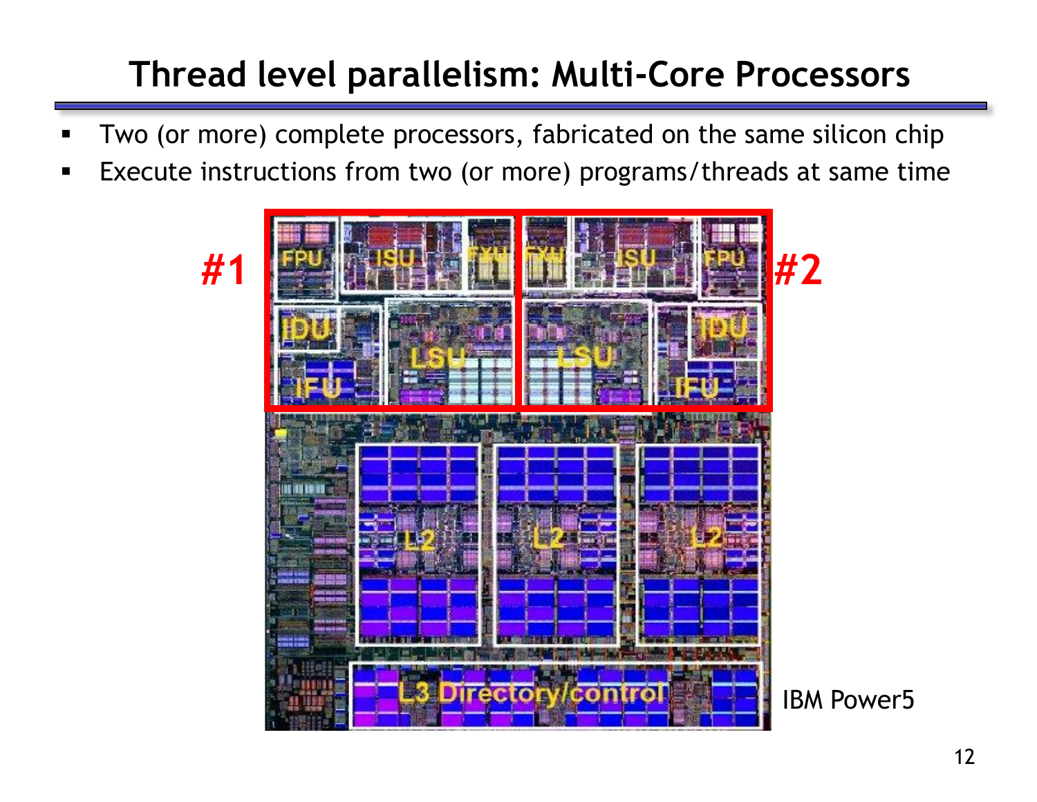# Thread level parallelism: Multi-Core Processors

- Two (or more) complete processors, fabricated on the same silicon chip
- Execute instructions from two (or more) programs/threads at same time

#1 #2

IBM Power5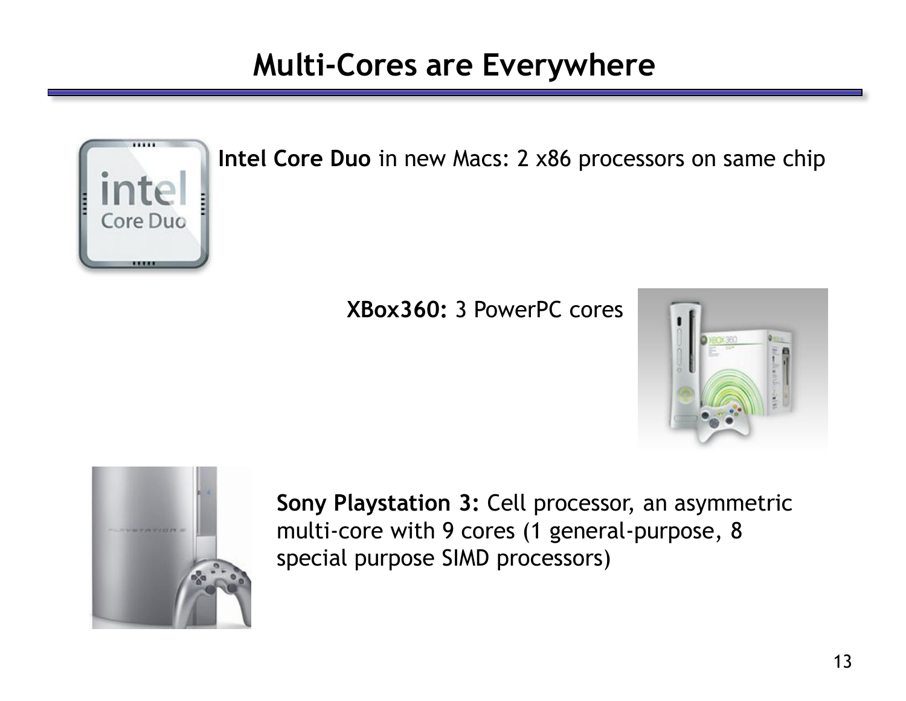# Multi-Cores are Everywhere

**Intel Core Duo** in new Macs: 2 x86 processors on same chip

**XBox360:** 3 PowerPC cores

**Sony Playstation 3:** Cell processor, an asymmetric multi-core with 9 cores (1 general-purpose, 8 special purpose SIMD processors)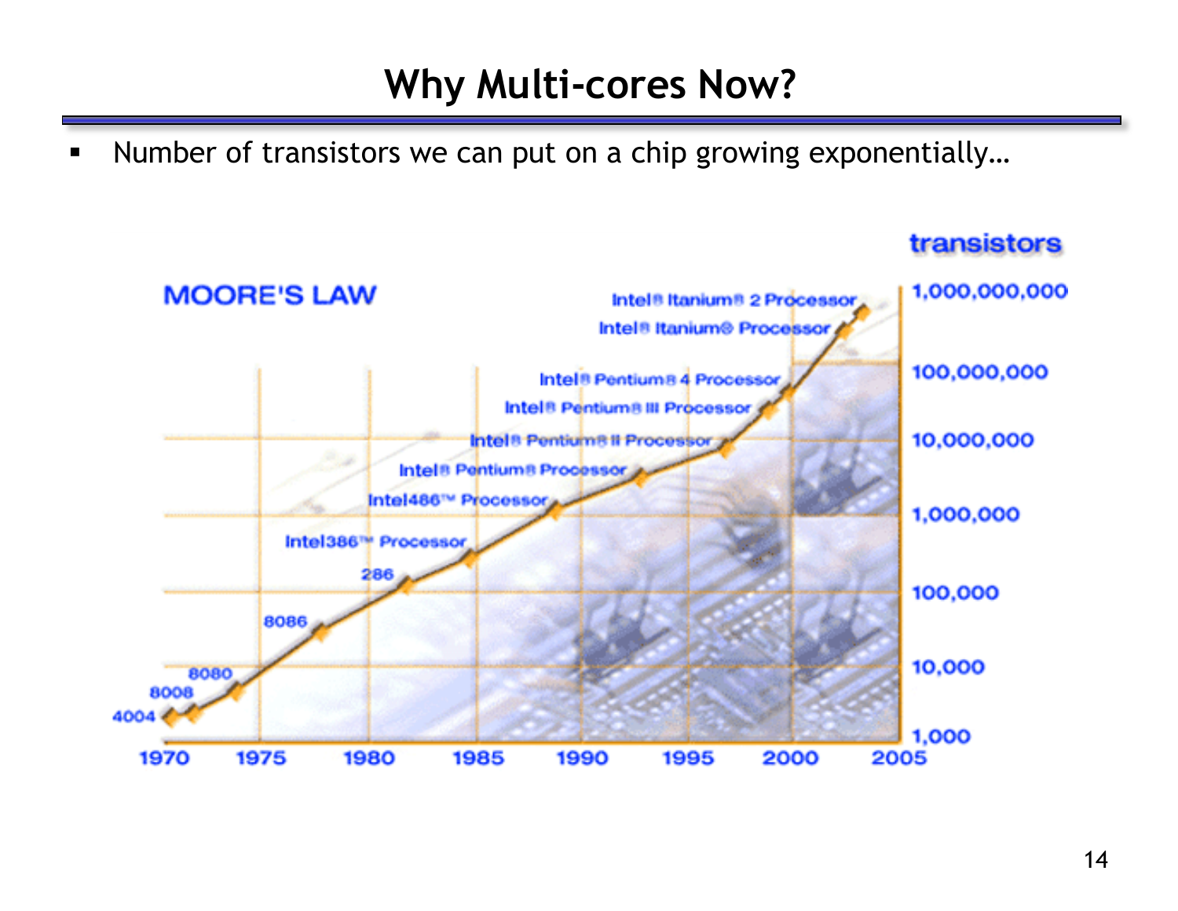# Why Multi-cores Now?

- Number of transistors we can put on a chip growing exponentially…

MOORE'S LAW

transistors

| Processor | Approx. year |
|---|---|
| 4004 | 1971 |
| 8008 | 1972 |
| 8080 | 1974 |
| 8086 | 1978 |
| 286 | 1982 |
| Intel386™ Processor | 1985 |
| Intel486™ Processor | 1989 |
| Intel® Pentium® Processor | 1993 |
| Intel® Pentium® II Processor | 1997 |
| Intel® Pentium® III Processor | 1999 |
| Intel® Pentium® 4 Processor | 2000 |
| Intel® Itanium® Processor | 2002 |
| Intel® Itanium® 2 Processor | 2003 |

Y-axis (transistors): 1,000; 10,000; 100,000; 1,000,000; 10,000,000; 100,000,000; 1,000,000,000

X-axis: 1970, 1975, 1980, 1985, 1990, 1995, 2000, 2005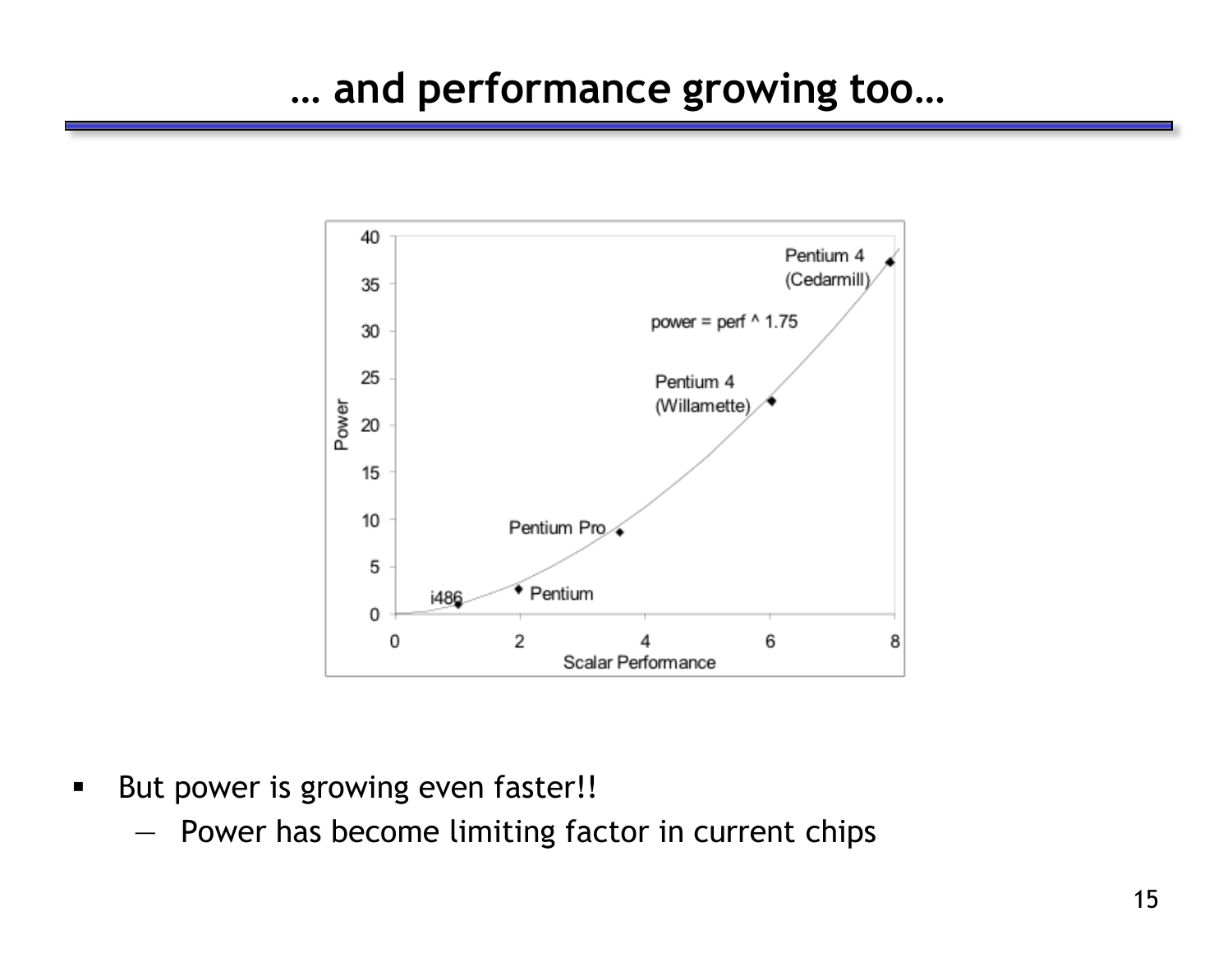# … and performance growing too…

- But power is growing even faster!!
  - Power has become limiting factor in current chips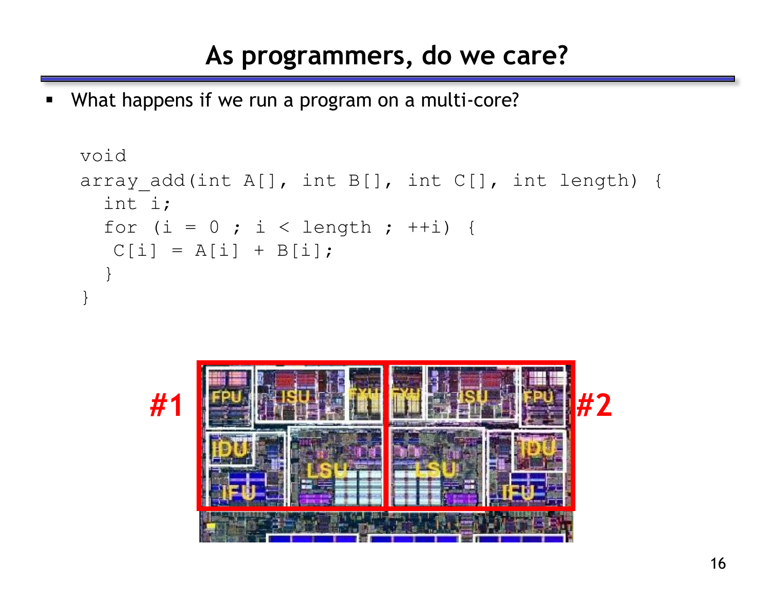# As programmers, do we care?

- What happens if we run a program on a multi-core?

```
void
array_add(int A[], int B[], int C[], int length) {
  int i;
  for (i = 0 ; i < length ; ++i) {
   C[i] = A[i] + B[i];
  }
}
```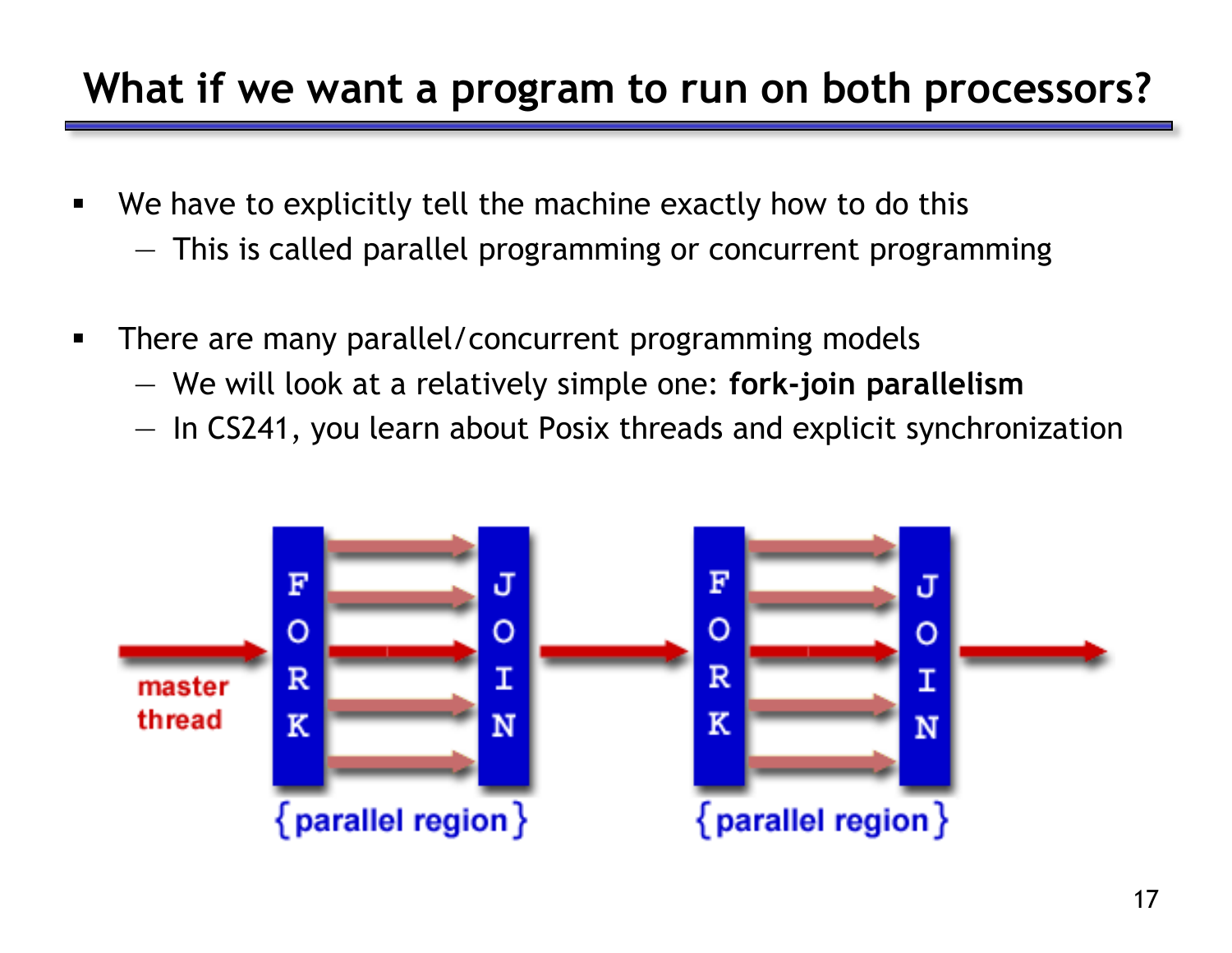# What if we want a program to run on both processors?

- We have to explicitly tell the machine exactly how to do this
  - This is called parallel programming or concurrent programming

- There are many parallel/concurrent programming models
  - We will look at a relatively simple one: **fork-join parallelism**
  - In CS241, you learn about Posix threads and explicit synchronization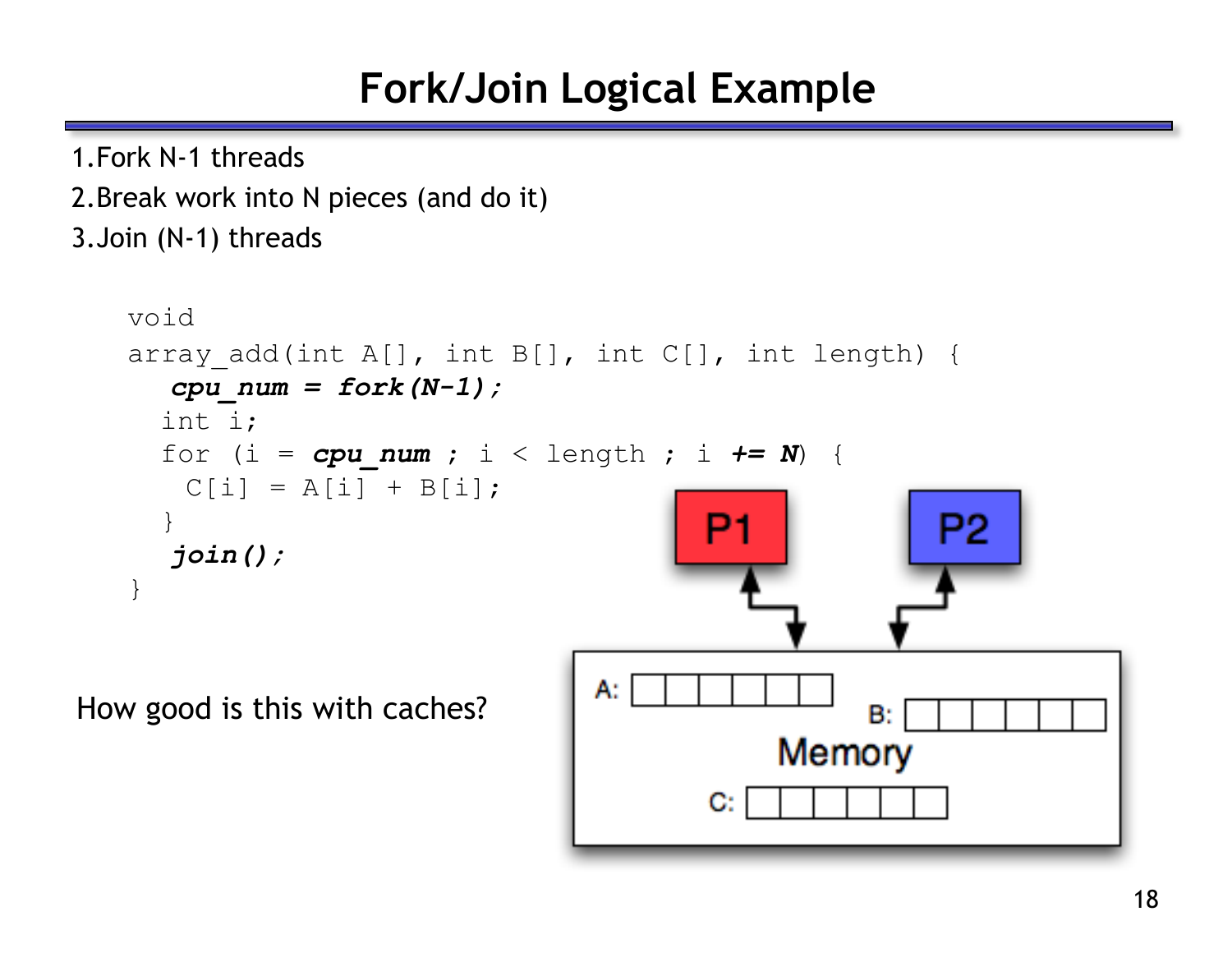# Fork/Join Logical Example

1. Fork N-1 threads
2. Break work into N pieces (and do it)
3. Join (N-1) threads

```
void
array_add(int A[], int B[], int C[], int length) {
   cpu_num = fork(N-1);
  int i;
  for (i = cpu_num ; i < length ; i += N) {
    C[i] = A[i] + B[i];
  }
   join();
}
```

How good is this with caches?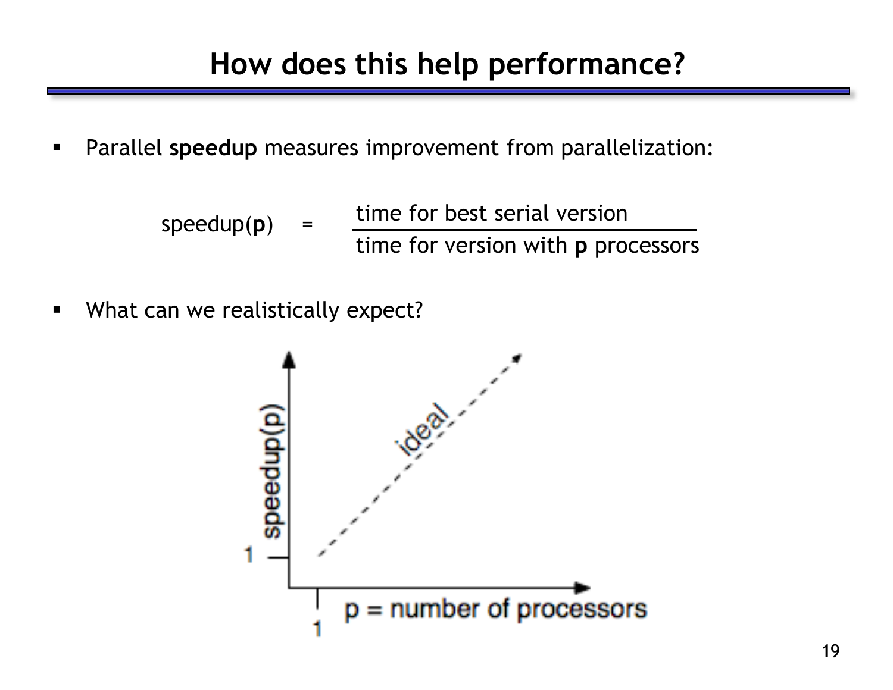# How does this help performance?

- Parallel **speedup** measures improvement from parallelization:

$$\text{speedup}(\mathbf{p}) = \frac{\text{time for best serial version}}{\text{time for version with } \mathbf{p} \text{ processors}}$$

- What can we realistically expect?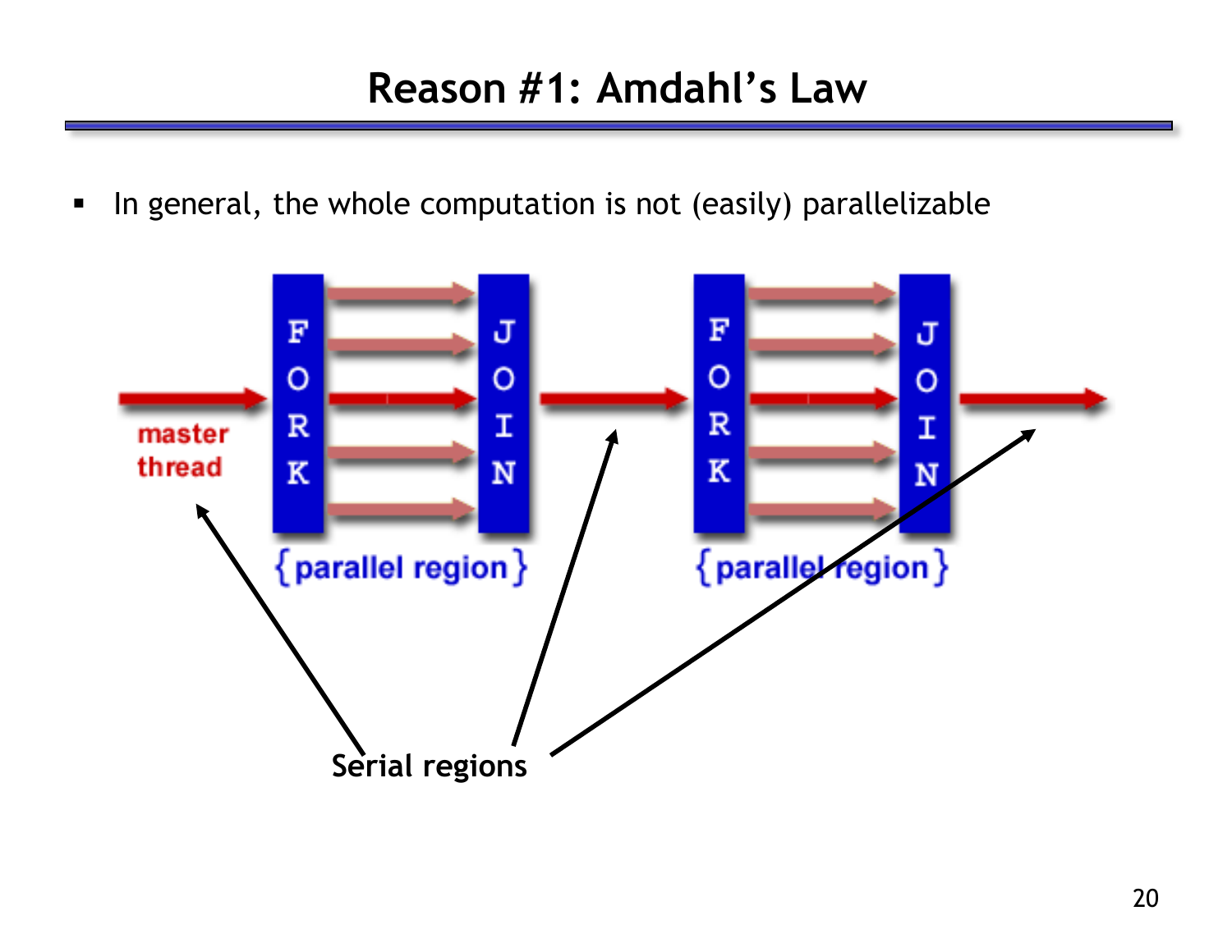# Reason #1: Amdahl's Law

- In general, the whole computation is not (easily) parallelizable

master thread

FORK JOIN

{parallel region}

FORK JOIN

{parallel region}

Serial regions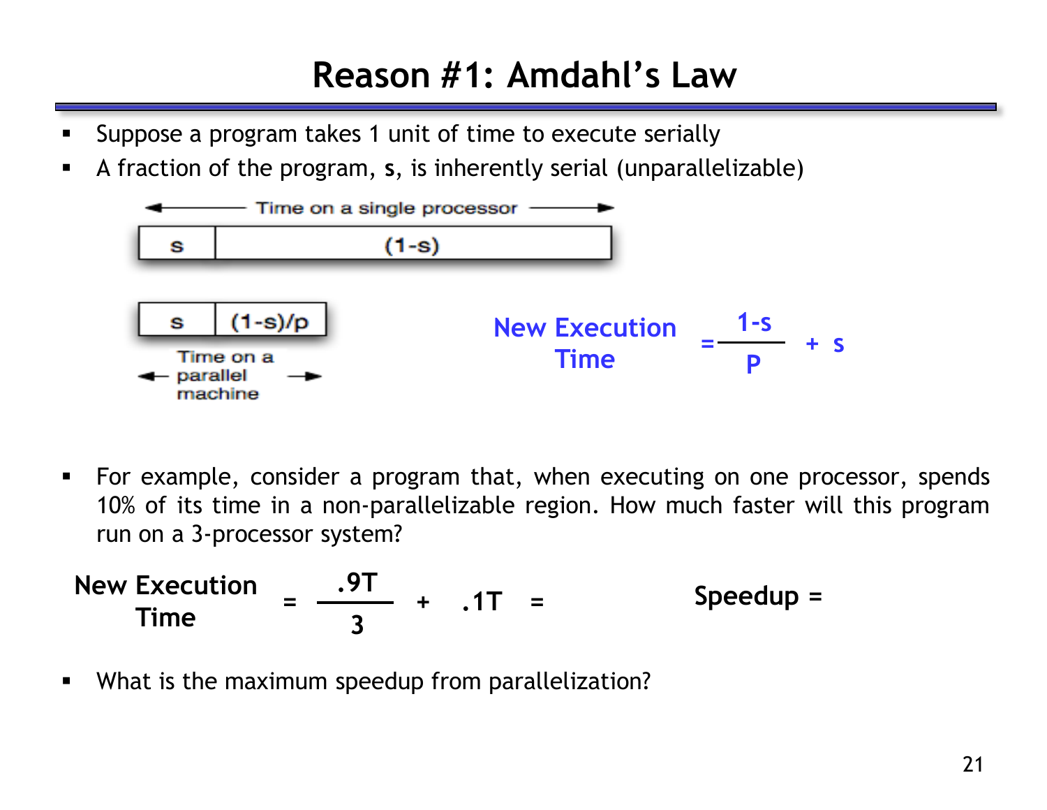# Reason #1: Amdahl's Law

- Suppose a program takes 1 unit of time to execute serially
- A fraction of the program, **s**, is inherently serial (unparallelizable)

Time on a single processor

| s | (1-s) |
|---|---|

| s | (1-s)/p |
|---|---|

Time on a parallel machine

$$\text{New Execution Time} = \frac{1-s}{P} + s$$

- For example, consider a program that, when executing on one processor, spends 10% of its time in a non-parallelizable region. How much faster will this program run on a 3-processor system?

$$\textbf{New Execution Time} = \frac{.9T}{3} + .1T =$$

**Speedup =**

- What is the maximum speedup from parallelization?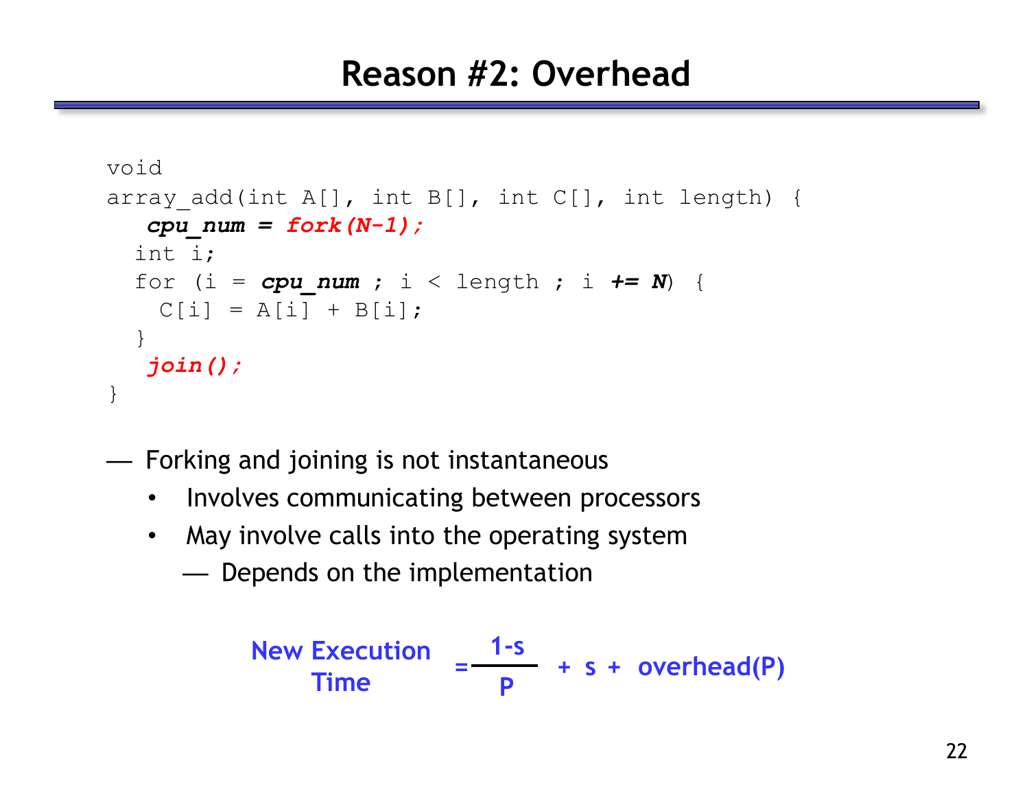# Reason #2: Overhead

```
void
array_add(int A[], int B[], int C[], int length) {
   cpu_num = fork(N-1);
  int i;
  for (i = cpu_num ; i < length ; i += N) {
    C[i] = A[i] + B[i];
  }
   join();
}
```

- Forking and joining is not instantaneous
  - Involves communicating between processors
  - May involve calls into the operating system
    - Depends on the implementation

$$\text{New Execution Time} = \frac{1-s}{P} + s + \text{overhead}(P)$$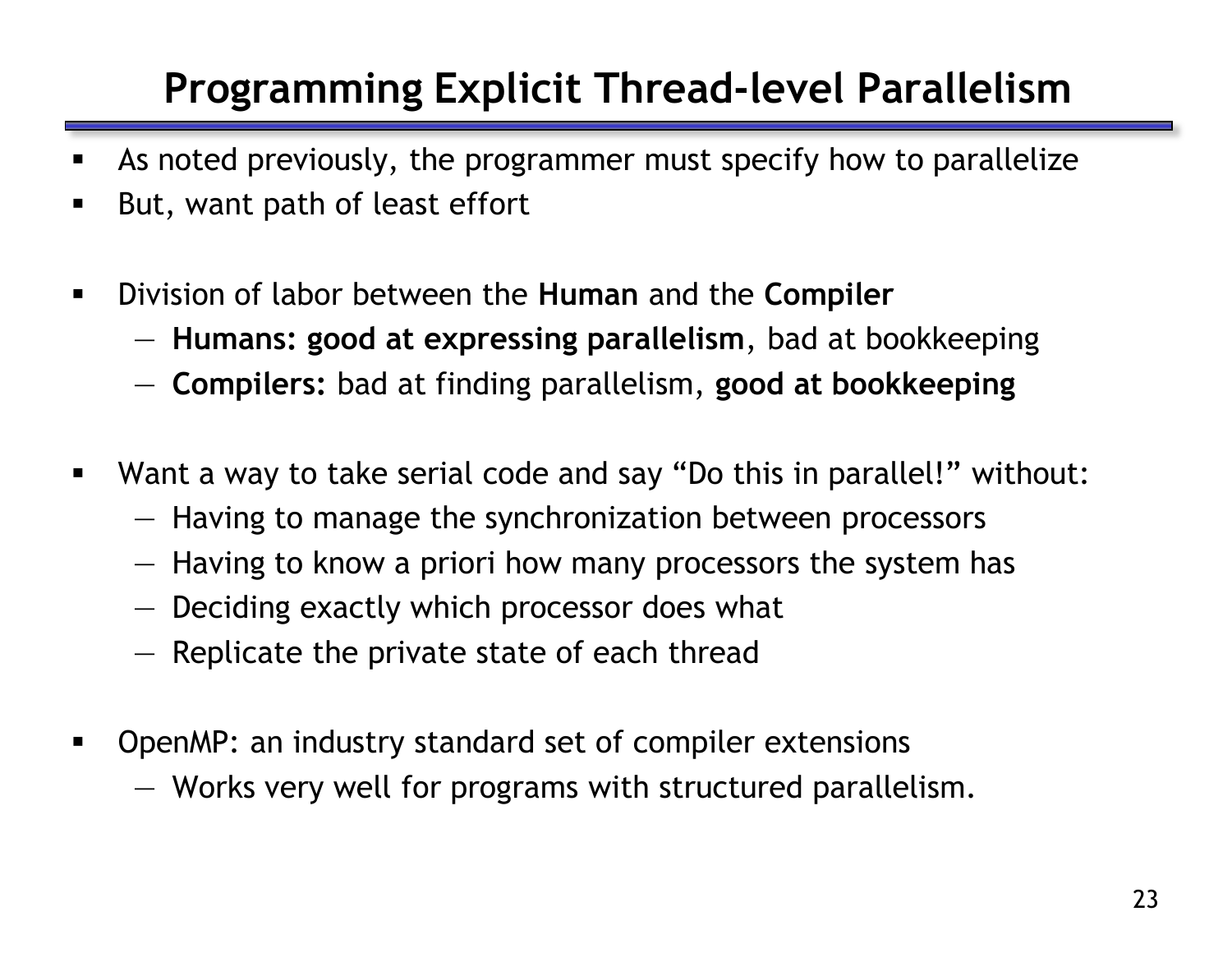# Programming Explicit Thread-level Parallelism

- As noted previously, the programmer must specify how to parallelize
- But, want path of least effort

- Division of labor between the **Human** and the **Compiler**
  - **Humans: good at expressing parallelism**, bad at bookkeeping
  - **Compilers:** bad at finding parallelism, **good at bookkeeping**

- Want a way to take serial code and say "Do this in parallel!" without:
  - Having to manage the synchronization between processors
  - Having to know a priori how many processors the system has
  - Deciding exactly which processor does what
  - Replicate the private state of each thread

- OpenMP: an industry standard set of compiler extensions
  - Works very well for programs with structured parallelism.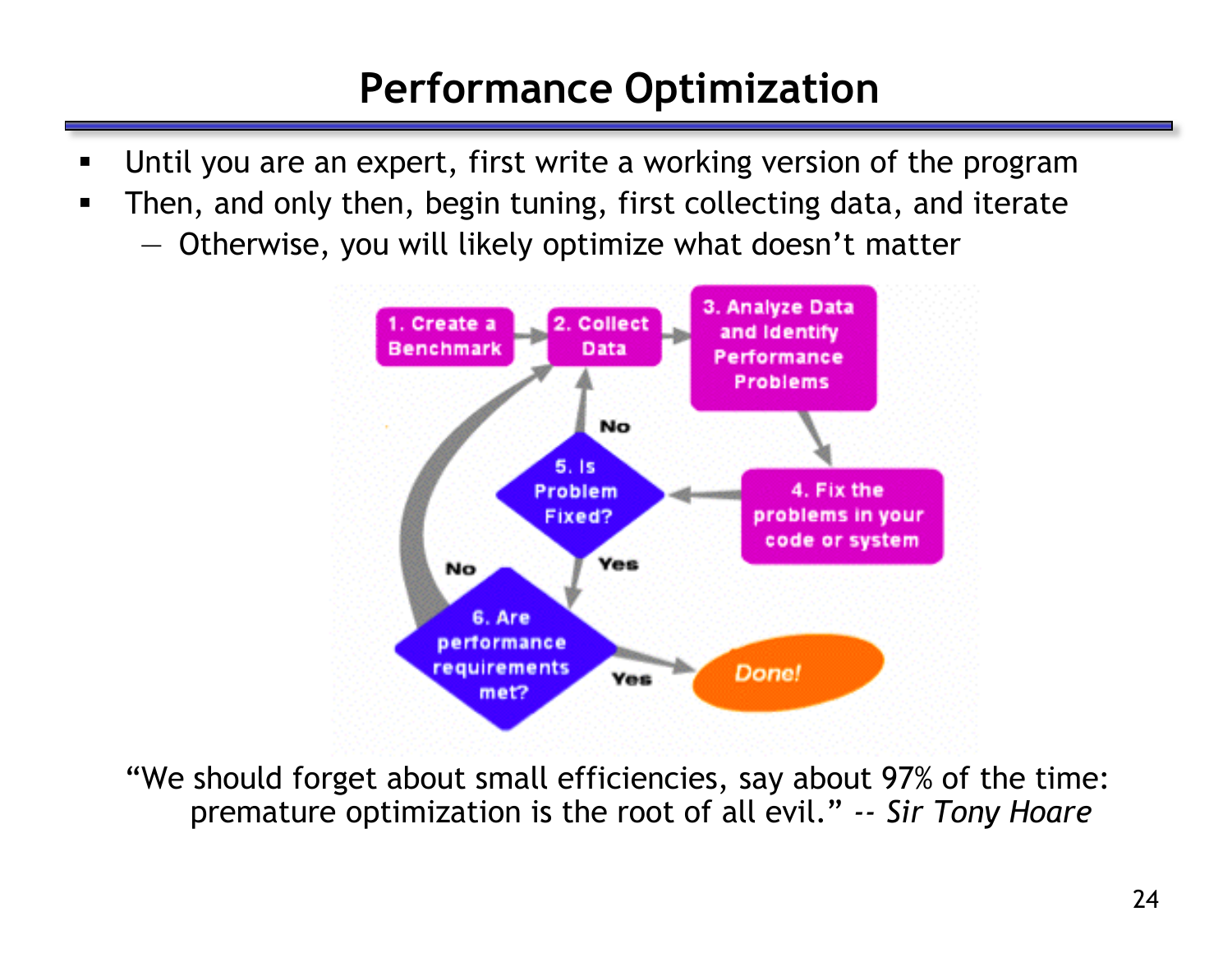# Performance Optimization

- Until you are an expert, first write a working version of the program
- Then, and only then, begin tuning, first collecting data, and iterate
  - Otherwise, you will likely optimize what doesn't matter

1. Create a Benchmark
2. Collect Data
3. Analyze Data and Identify Performance Problems
4. Fix the problems in your code or system
5. Is Problem Fixed? (No → 2. Collect Data; Yes → 6)
6. Are performance requirements met? (No → 2. Collect Data; Yes → Done!)

"We should forget about small efficiencies, say about 97% of the time: premature optimization is the root of all evil." -- *Sir Tony Hoare*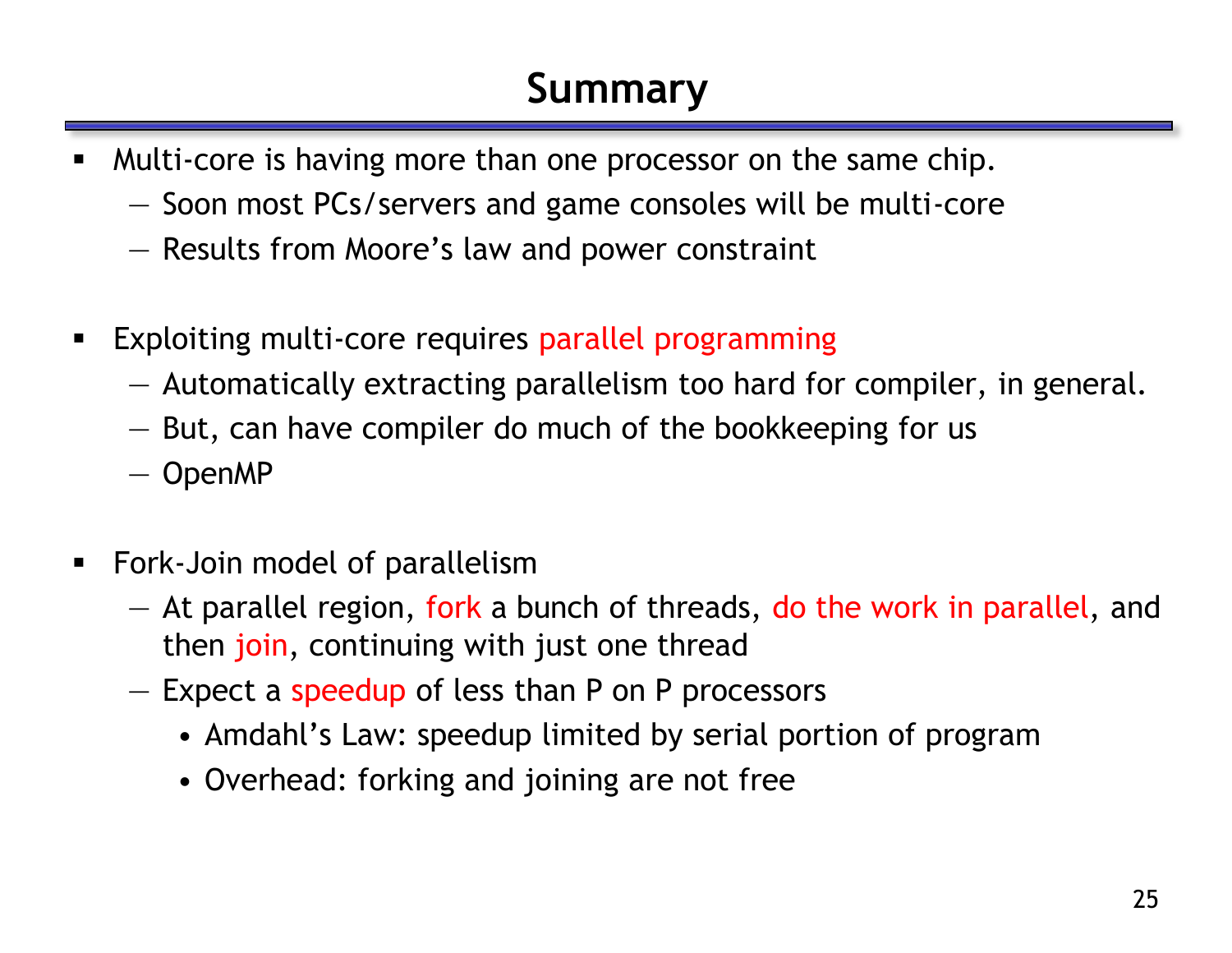# Summary

- Multi-core is having more than one processor on the same chip.
  - Soon most PCs/servers and game consoles will be multi-core
  - Results from Moore's law and power constraint

- Exploiting multi-core requires parallel programming
  - Automatically extracting parallelism too hard for compiler, in general.
  - But, can have compiler do much of the bookkeeping for us
  - OpenMP

- Fork-Join model of parallelism
  - At parallel region, fork a bunch of threads, do the work in parallel, and then join, continuing with just one thread
  - Expect a speedup of less than P on P processors
    - Amdahl's Law: speedup limited by serial portion of program
    - Overhead: forking and joining are not free